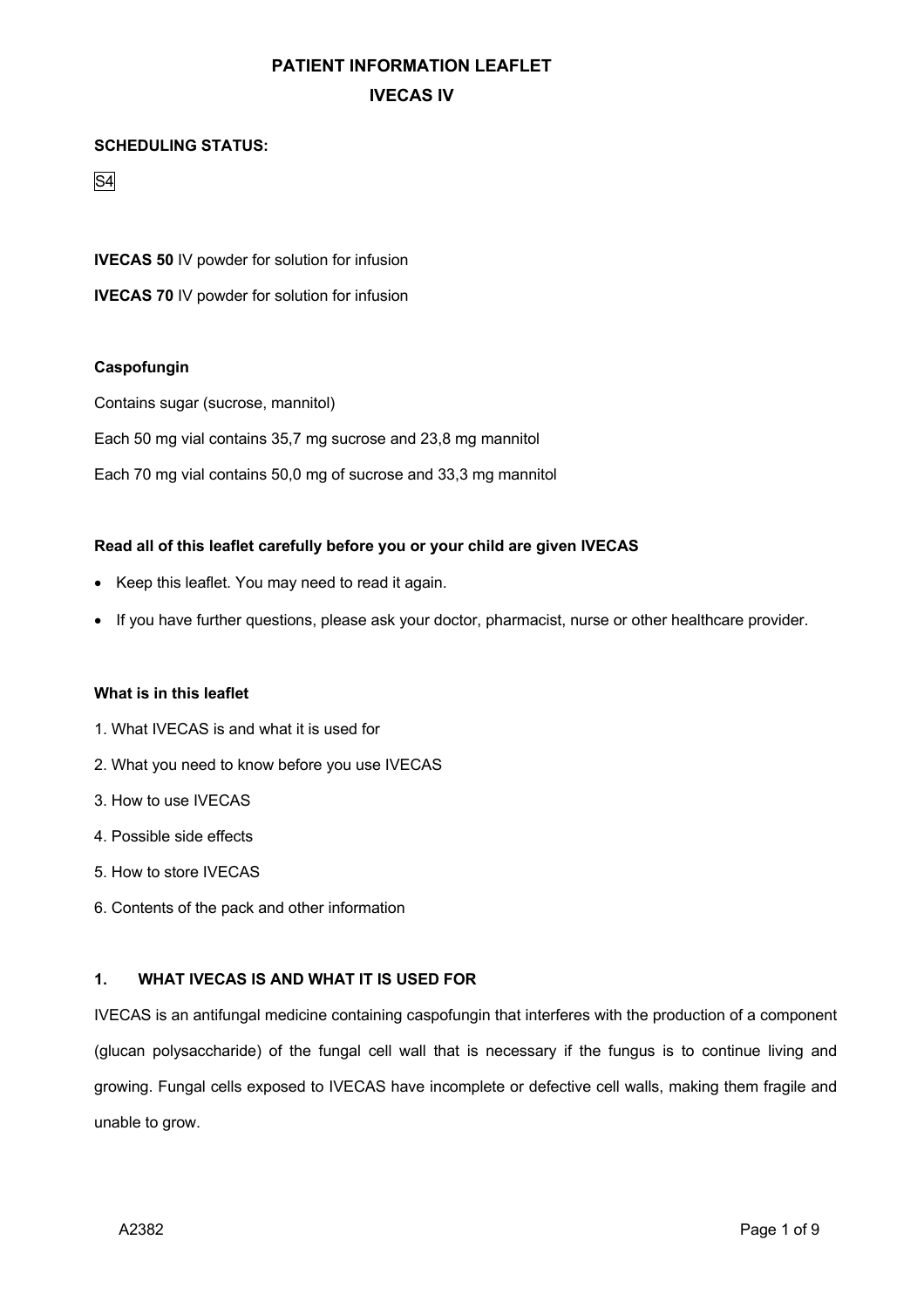# PATIENT INFORMATION LEAFLET

## IVECAS IV

**SCHEDULING STATUS:**

S4

**IVECAS 50** IV powder for solution for infusion

**IVECAS 70** IV powder for solution for infusion

**Caspofungin**

Contains sugar (sucrose, mannitol)

Each 50 mg vial contains 35,7 mg sucrose and 23,8 mg mannitol

Each 70 mg vial contains 50,0 mg of sucrose and 33,3 mg mannitol

**Read all of this leaflet carefully before you or your child are given IVECAS**

- Keep this leaflet. You may need to read it again.
- If you have further questions, please ask your doctor, pharmacist, nurse or other healthcare provider.

**What is in this leaflet**

1. What IVECAS is and what it is used for
2. What you need to know before you use IVECAS
3. How to use IVECAS
4. Possible side effects
5. How to store IVECAS
6. Contents of the pack and other information

### 1. WHAT IVECAS IS AND WHAT IT IS USED FOR

IVECAS is an antifungal medicine containing caspofungin that interferes with the production of a component (glucan polysaccharide) of the fungal cell wall that is necessary if the fungus is to continue living and growing. Fungal cells exposed to IVECAS have incomplete or defective cell walls, making them fragile and unable to grow.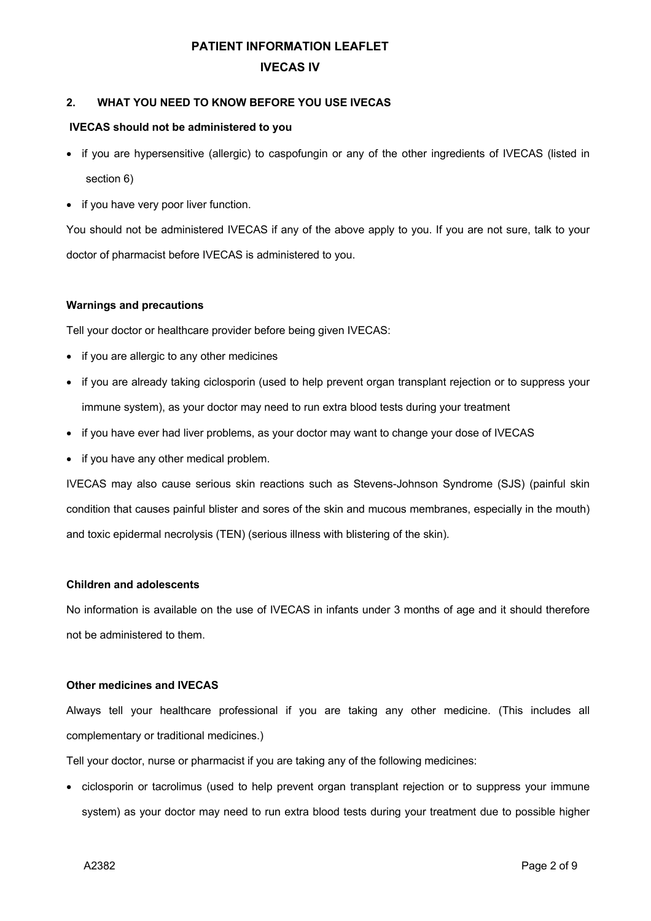## 2. WHAT YOU NEED TO KNOW BEFORE YOU USE IVECAS

**IVECAS should not be administered to you**

- if you are hypersensitive (allergic) to caspofungin or any of the other ingredients of IVECAS (listed in section 6)
- if you have very poor liver function.

You should not be administered IVECAS if any of the above apply to you. If you are not sure, talk to your doctor of pharmacist before IVECAS is administered to you.

**Warnings and precautions**

Tell your doctor or healthcare provider before being given IVECAS:

- if you are allergic to any other medicines
- if you are already taking ciclosporin (used to help prevent organ transplant rejection or to suppress your immune system), as your doctor may need to run extra blood tests during your treatment
- if you have ever had liver problems, as your doctor may want to change your dose of IVECAS
- if you have any other medical problem.

IVECAS may also cause serious skin reactions such as Stevens-Johnson Syndrome (SJS) (painful skin condition that causes painful blister and sores of the skin and mucous membranes, especially in the mouth) and toxic epidermal necrolysis (TEN) (serious illness with blistering of the skin).

**Children and adolescents**

No information is available on the use of IVECAS in infants under 3 months of age and it should therefore not be administered to them.

**Other medicines and IVECAS**

Always tell your healthcare professional if you are taking any other medicine. (This includes all complementary or traditional medicines.)

Tell your doctor, nurse or pharmacist if you are taking any of the following medicines:

- ciclosporin or tacrolimus (used to help prevent organ transplant rejection or to suppress your immune system) as your doctor may need to run extra blood tests during your treatment due to possible higher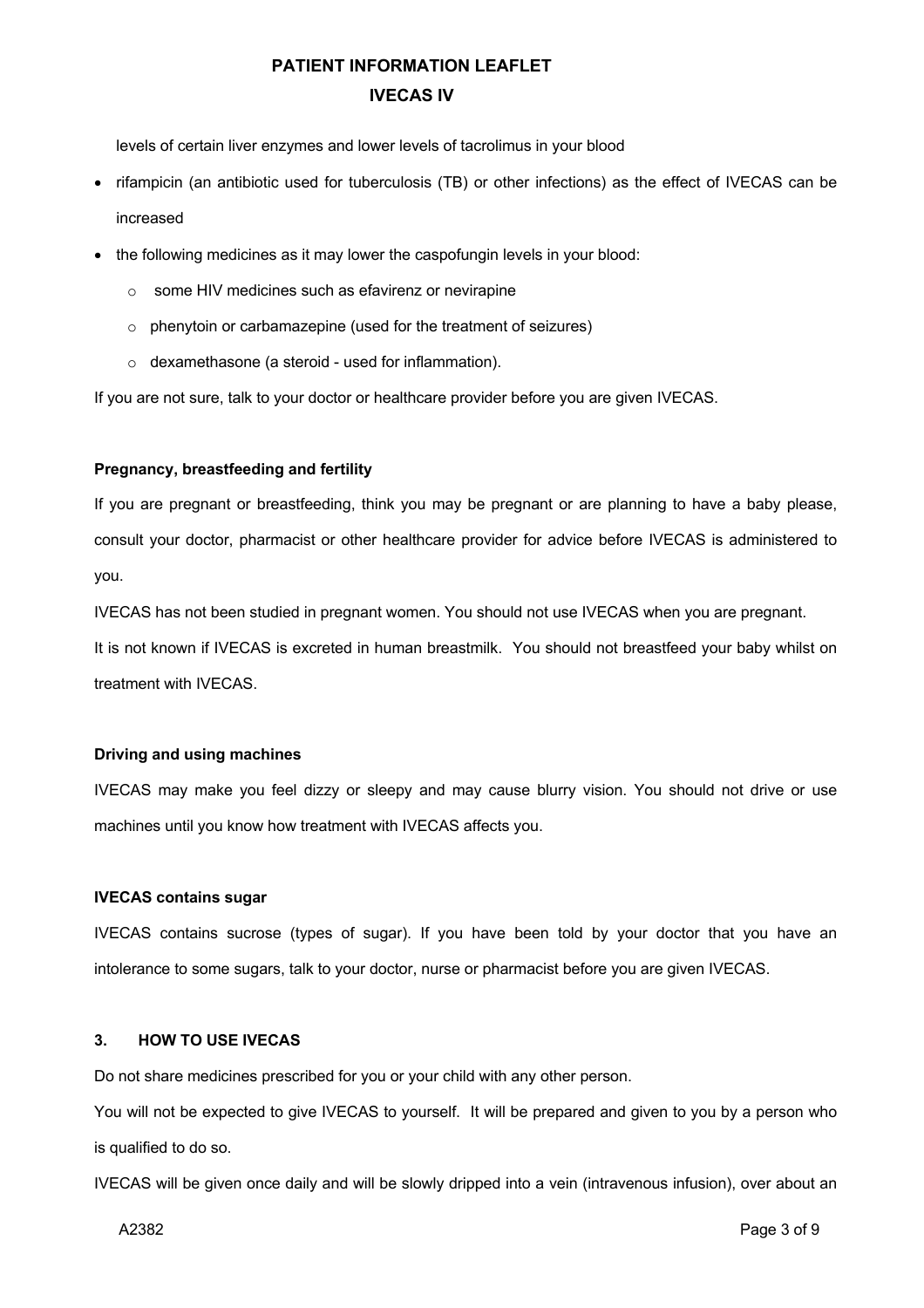levels of certain liver enzymes and lower levels of tacrolimus in your blood

- rifampicin (an antibiotic used for tuberculosis (TB) or other infections) as the effect of IVECAS can be increased
- the following medicines as it may lower the caspofungin levels in your blood:
  - some HIV medicines such as efavirenz or nevirapine
  - phenytoin or carbamazepine (used for the treatment of seizures)
  - dexamethasone (a steroid - used for inflammation).

If you are not sure, talk to your doctor or healthcare provider before you are given IVECAS.

**Pregnancy, breastfeeding and fertility**

If you are pregnant or breastfeeding, think you may be pregnant or are planning to have a baby please, consult your doctor, pharmacist or other healthcare provider for advice before IVECAS is administered to you.

IVECAS has not been studied in pregnant women. You should not use IVECAS when you are pregnant.

It is not known if IVECAS is excreted in human breastmilk. You should not breastfeed your baby whilst on treatment with IVECAS.

**Driving and using machines**

IVECAS may make you feel dizzy or sleepy and may cause blurry vision. You should not drive or use machines until you know how treatment with IVECAS affects you.

**IVECAS contains sugar**

IVECAS contains sucrose (types of sugar). If you have been told by your doctor that you have an intolerance to some sugars, talk to your doctor, nurse or pharmacist before you are given IVECAS.

## 3. HOW TO USE IVECAS

Do not share medicines prescribed for you or your child with any other person.

You will not be expected to give IVECAS to yourself. It will be prepared and given to you by a person who is qualified to do so.

IVECAS will be given once daily and will be slowly dripped into a vein (intravenous infusion), over about an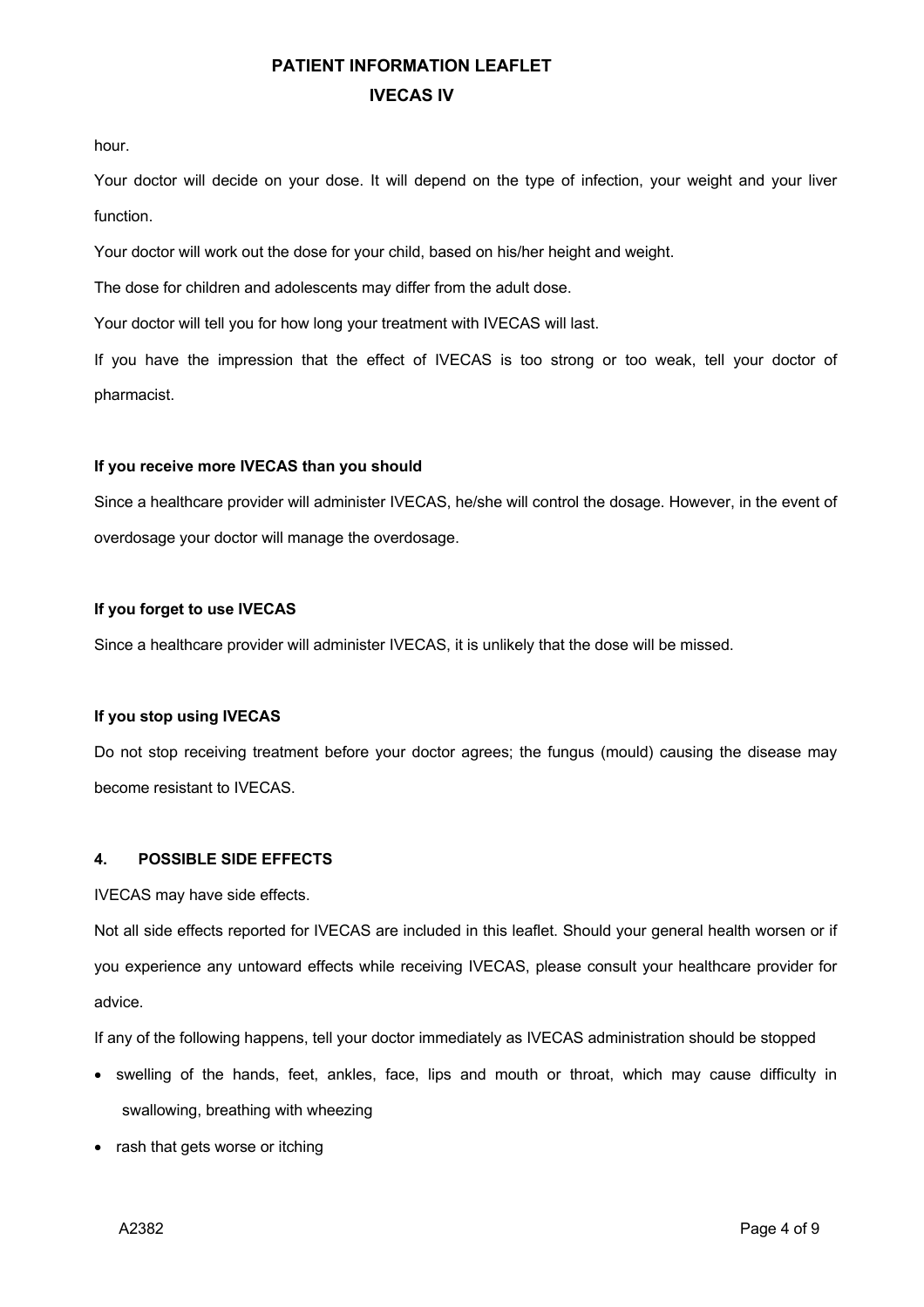hour.

Your doctor will decide on your dose. It will depend on the type of infection, your weight and your liver function.

Your doctor will work out the dose for your child, based on his/her height and weight.

The dose for children and adolescents may differ from the adult dose.

Your doctor will tell you for how long your treatment with IVECAS will last.

If you have the impression that the effect of IVECAS is too strong or too weak, tell your doctor of pharmacist.

**If you receive more IVECAS than you should**

Since a healthcare provider will administer IVECAS, he/she will control the dosage. However, in the event of overdosage your doctor will manage the overdosage.

**If you forget to use IVECAS**

Since a healthcare provider will administer IVECAS, it is unlikely that the dose will be missed.

**If you stop using IVECAS**

Do not stop receiving treatment before your doctor agrees; the fungus (mould) causing the disease may become resistant to IVECAS.

## 4. POSSIBLE SIDE EFFECTS

IVECAS may have side effects.

Not all side effects reported for IVECAS are included in this leaflet. Should your general health worsen or if you experience any untoward effects while receiving IVECAS, please consult your healthcare provider for advice.

If any of the following happens, tell your doctor immediately as IVECAS administration should be stopped

- swelling of the hands, feet, ankles, face, lips and mouth or throat, which may cause difficulty in swallowing, breathing with wheezing
- rash that gets worse or itching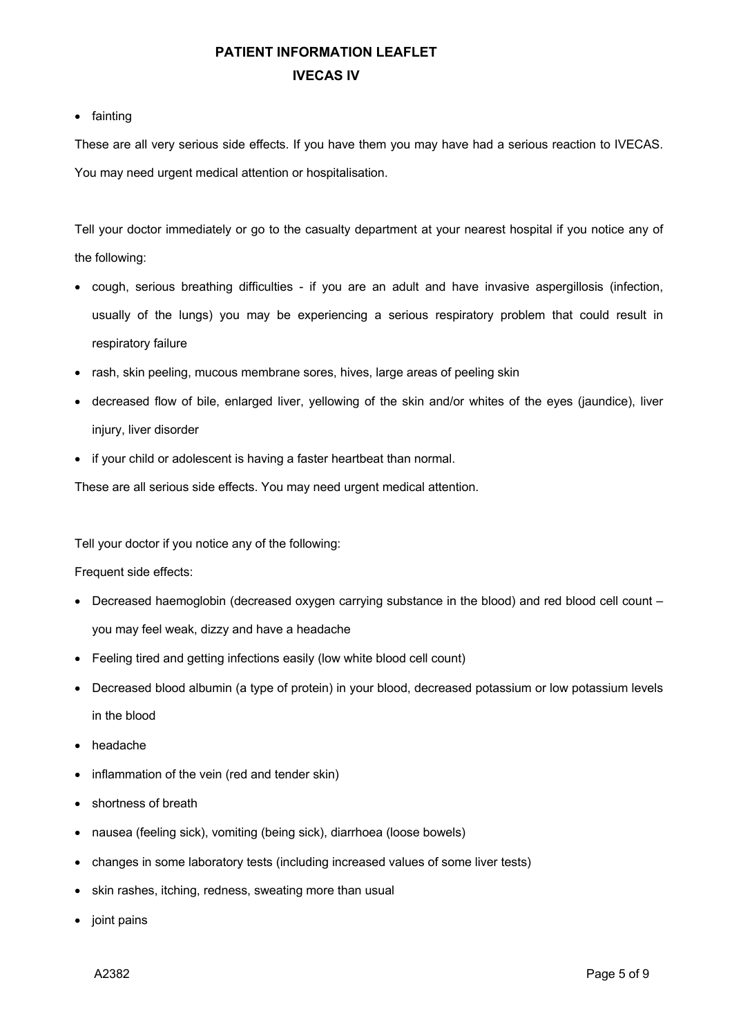- fainting

These are all very serious side effects. If you have them you may have had a serious reaction to IVECAS. You may need urgent medical attention or hospitalisation.

Tell your doctor immediately or go to the casualty department at your nearest hospital if you notice any of the following:

- cough, serious breathing difficulties - if you are an adult and have invasive aspergillosis (infection, usually of the lungs) you may be experiencing a serious respiratory problem that could result in respiratory failure
- rash, skin peeling, mucous membrane sores, hives, large areas of peeling skin
- decreased flow of bile, enlarged liver, yellowing of the skin and/or whites of the eyes (jaundice), liver injury, liver disorder
- if your child or adolescent is having a faster heartbeat than normal.

These are all serious side effects. You may need urgent medical attention.

Tell your doctor if you notice any of the following:

Frequent side effects:

- Decreased haemoglobin (decreased oxygen carrying substance in the blood) and red blood cell count – you may feel weak, dizzy and have a headache
- Feeling tired and getting infections easily (low white blood cell count)
- Decreased blood albumin (a type of protein) in your blood, decreased potassium or low potassium levels in the blood
- headache
- inflammation of the vein (red and tender skin)
- shortness of breath
- nausea (feeling sick), vomiting (being sick), diarrhoea (loose bowels)
- changes in some laboratory tests (including increased values of some liver tests)
- skin rashes, itching, redness, sweating more than usual
- joint pains

A2382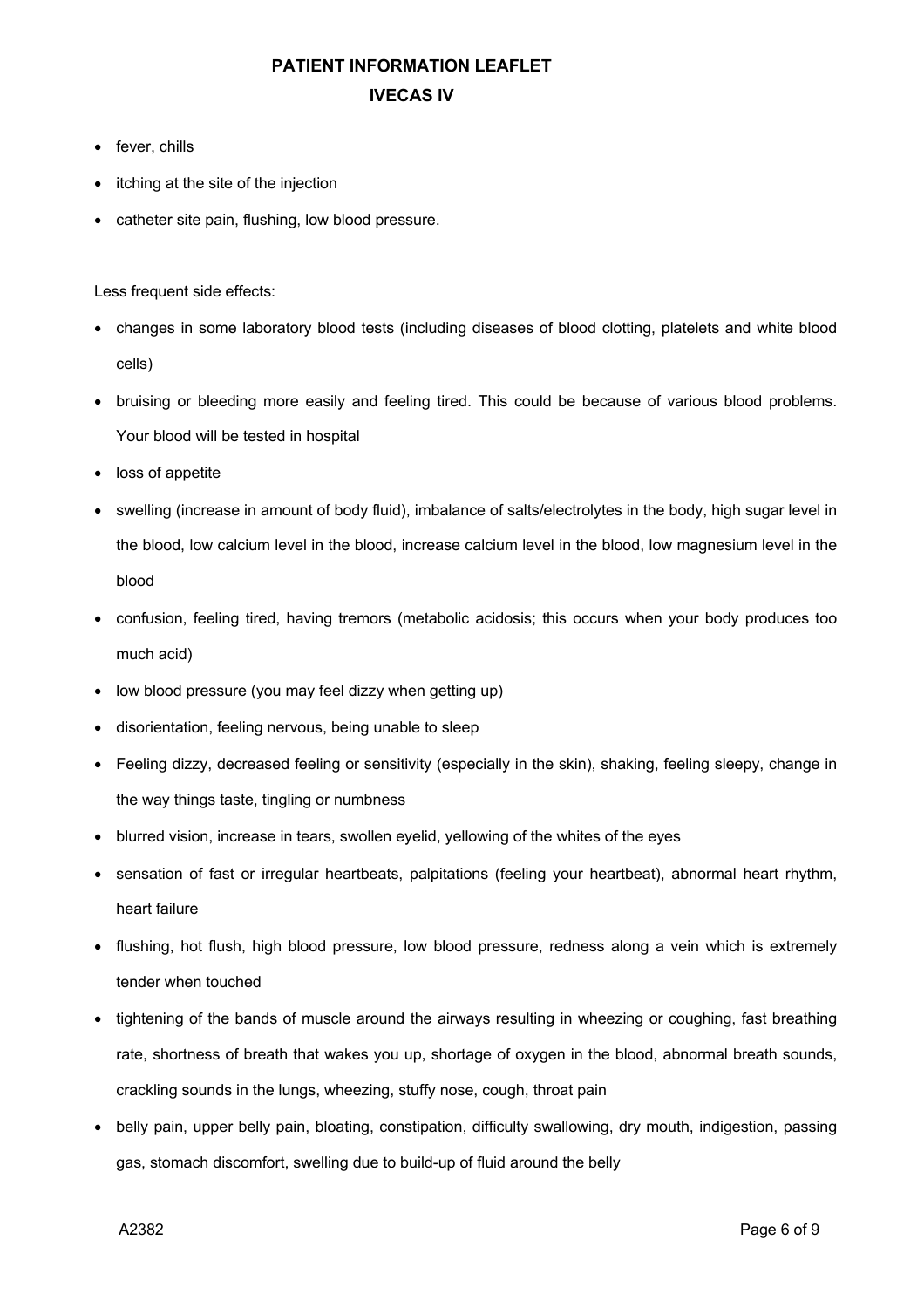- fever, chills
- itching at the site of the injection
- catheter site pain, flushing, low blood pressure.

Less frequent side effects:

- changes in some laboratory blood tests (including diseases of blood clotting, platelets and white blood cells)
- bruising or bleeding more easily and feeling tired. This could be because of various blood problems. Your blood will be tested in hospital
- loss of appetite
- swelling (increase in amount of body fluid), imbalance of salts/electrolytes in the body, high sugar level in the blood, low calcium level in the blood, increase calcium level in the blood, low magnesium level in the blood
- confusion, feeling tired, having tremors (metabolic acidosis; this occurs when your body produces too much acid)
- low blood pressure (you may feel dizzy when getting up)
- disorientation, feeling nervous, being unable to sleep
- Feeling dizzy, decreased feeling or sensitivity (especially in the skin), shaking, feeling sleepy, change in the way things taste, tingling or numbness
- blurred vision, increase in tears, swollen eyelid, yellowing of the whites of the eyes
- sensation of fast or irregular heartbeats, palpitations (feeling your heartbeat), abnormal heart rhythm, heart failure
- flushing, hot flush, high blood pressure, low blood pressure, redness along a vein which is extremely tender when touched
- tightening of the bands of muscle around the airways resulting in wheezing or coughing, fast breathing rate, shortness of breath that wakes you up, shortage of oxygen in the blood, abnormal breath sounds, crackling sounds in the lungs, wheezing, stuffy nose, cough, throat pain
- belly pain, upper belly pain, bloating, constipation, difficulty swallowing, dry mouth, indigestion, passing gas, stomach discomfort, swelling due to build-up of fluid around the belly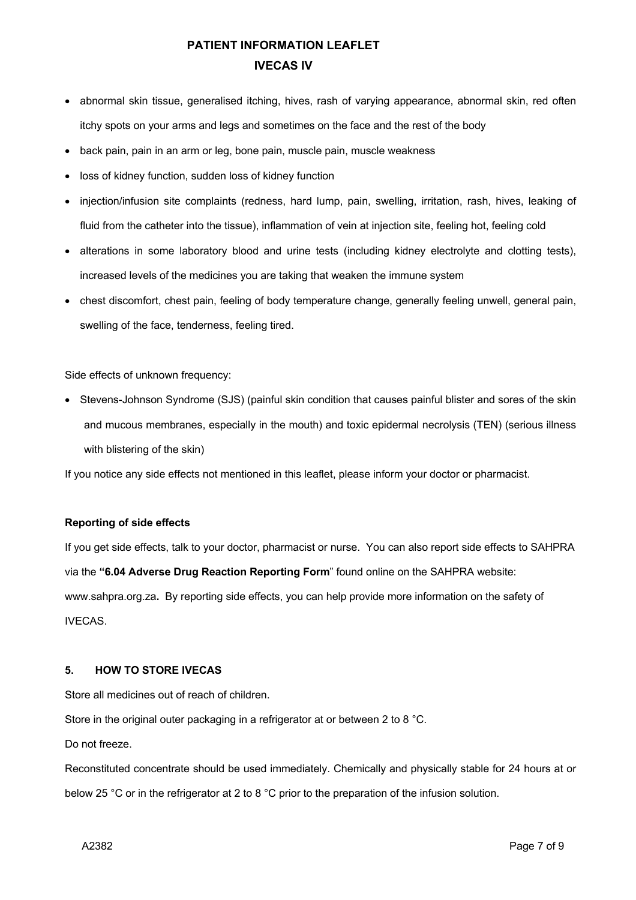- abnormal skin tissue, generalised itching, hives, rash of varying appearance, abnormal skin, red often itchy spots on your arms and legs and sometimes on the face and the rest of the body
- back pain, pain in an arm or leg, bone pain, muscle pain, muscle weakness
- loss of kidney function, sudden loss of kidney function
- injection/infusion site complaints (redness, hard lump, pain, swelling, irritation, rash, hives, leaking of fluid from the catheter into the tissue), inflammation of vein at injection site, feeling hot, feeling cold
- alterations in some laboratory blood and urine tests (including kidney electrolyte and clotting tests), increased levels of the medicines you are taking that weaken the immune system
- chest discomfort, chest pain, feeling of body temperature change, generally feeling unwell, general pain, swelling of the face, tenderness, feeling tired.

Side effects of unknown frequency:

- Stevens-Johnson Syndrome (SJS) (painful skin condition that causes painful blister and sores of the skin and mucous membranes, especially in the mouth) and toxic epidermal necrolysis (TEN) (serious illness with blistering of the skin)

If you notice any side effects not mentioned in this leaflet, please inform your doctor or pharmacist.

**Reporting of side effects**

If you get side effects, talk to your doctor, pharmacist or nurse. You can also report side effects to SAHPRA via the **"6.04 Adverse Drug Reaction Reporting Form**" found online on the SAHPRA website: www.sahpra.org.za**.** By reporting side effects, you can help provide more information on the safety of IVECAS.

## 5. HOW TO STORE IVECAS

Store all medicines out of reach of children.

Store in the original outer packaging in a refrigerator at or between 2 to 8 °C.

Do not freeze.

Reconstituted concentrate should be used immediately. Chemically and physically stable for 24 hours at or below 25 °C or in the refrigerator at 2 to 8 °C prior to the preparation of the infusion solution.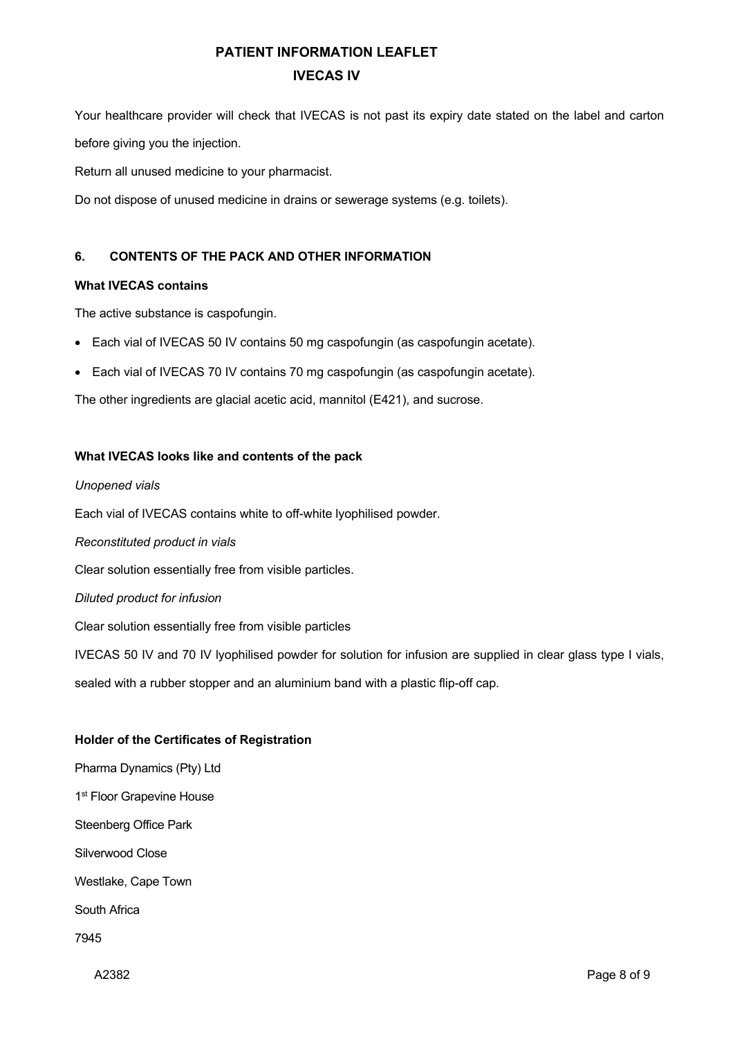Your healthcare provider will check that IVECAS is not past its expiry date stated on the label and carton before giving you the injection.

Return all unused medicine to your pharmacist.

Do not dispose of unused medicine in drains or sewerage systems (e.g. toilets).

## 6. CONTENTS OF THE PACK AND OTHER INFORMATION

**What IVECAS contains**

The active substance is caspofungin.

- Each vial of IVECAS 50 IV contains 50 mg caspofungin (as caspofungin acetate).
- Each vial of IVECAS 70 IV contains 70 mg caspofungin (as caspofungin acetate).

The other ingredients are glacial acetic acid, mannitol (E421), and sucrose.

**What IVECAS looks like and contents of the pack**

*Unopened vials*

Each vial of IVECAS contains white to off-white lyophilised powder.

*Reconstituted product in vials*

Clear solution essentially free from visible particles.

*Diluted product for infusion*

Clear solution essentially free from visible particles

IVECAS 50 IV and 70 IV lyophilised powder for solution for infusion are supplied in clear glass type I vials, sealed with a rubber stopper and an aluminium band with a plastic flip-off cap.

**Holder of the Certificates of Registration**

Pharma Dynamics (Pty) Ltd

1st Floor Grapevine House

Steenberg Office Park

Silverwood Close

Westlake, Cape Town

South Africa

7945

A2382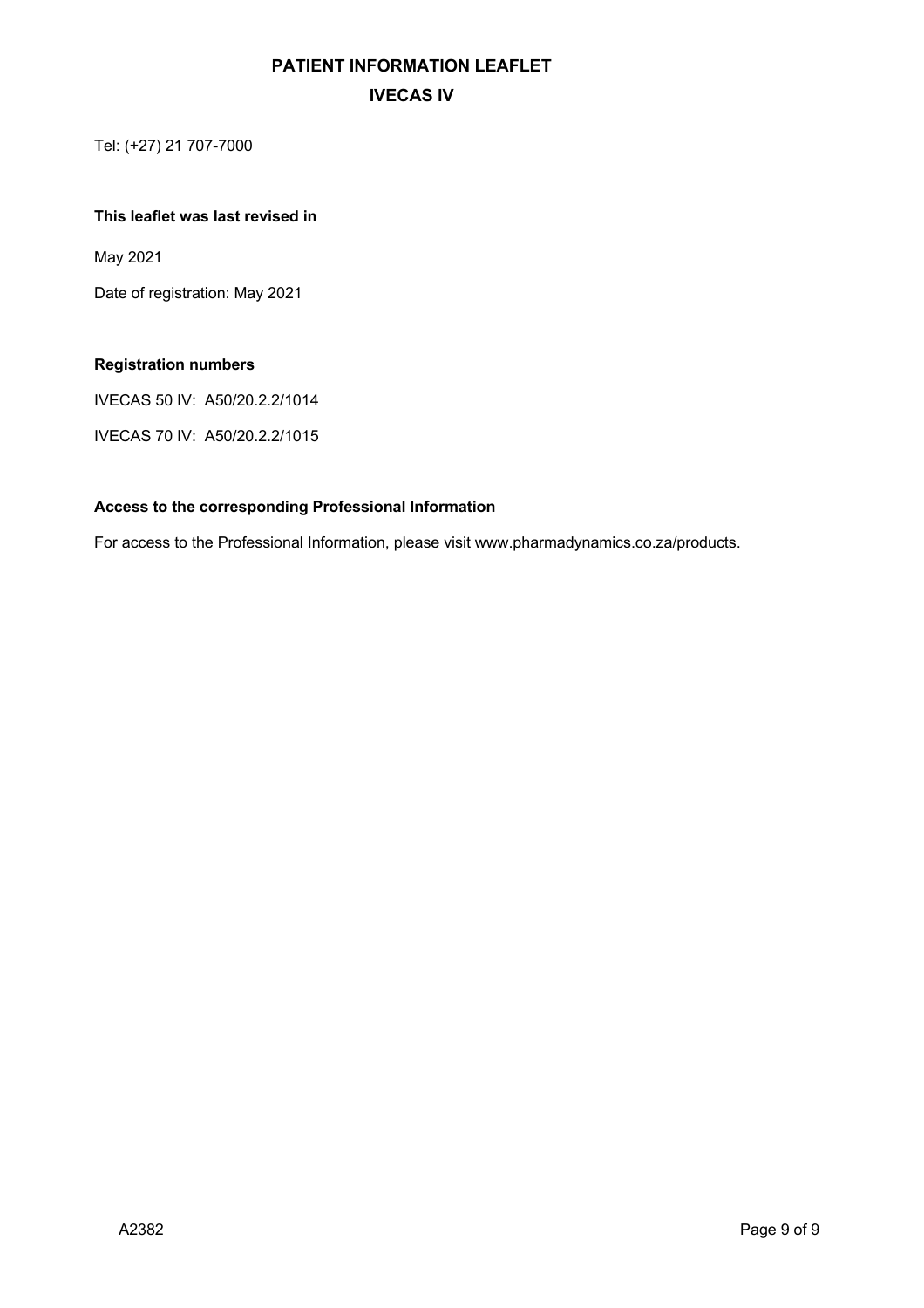Tel: (+27) 21 707-7000

**This leaflet was last revised in**

May 2021

Date of registration: May 2021

**Registration numbers**

IVECAS 50 IV: A50/20.2.2/1014

IVECAS 70 IV: A50/20.2.2/1015

**Access to the corresponding Professional Information**

For access to the Professional Information, please visit www.pharmadynamics.co.za/products.